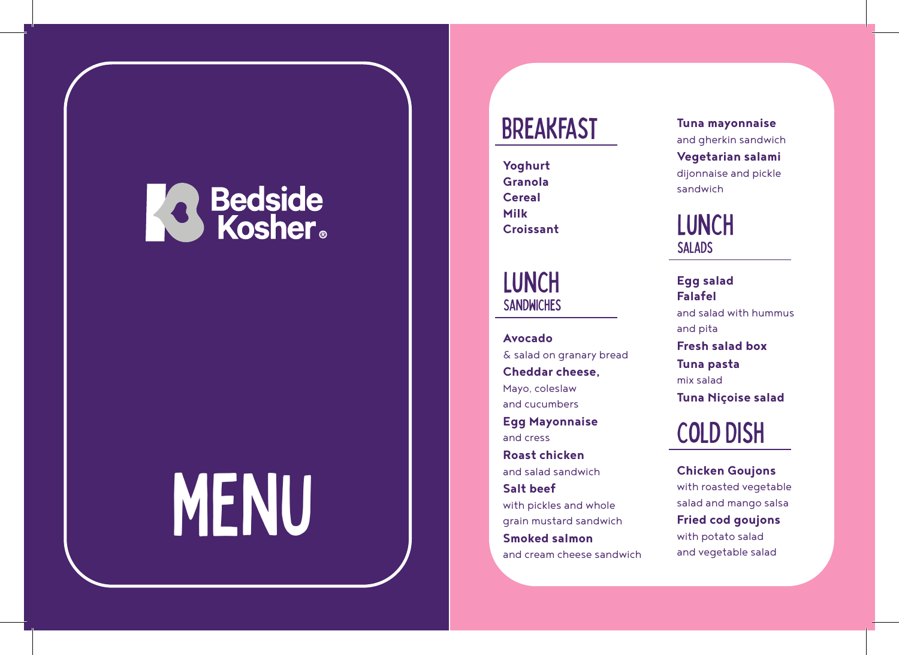Bedside Kosher®

# MENU

## BREAKFAST

**Yoghurt**
**Granola**
**Cereal**
**Milk**
**Croissant**

## LUNCH
### SANDWICHES

**Avocado**
& salad on granary bread

**Cheddar cheese,**
Mayo, coleslaw and cucumbers

**Egg Mayonnaise**
and cress

**Roast chicken**
and salad sandwich

**Salt beef**
with pickles and whole grain mustard sandwich

**Smoked salmon**
and cream cheese sandwich

**Tuna mayonnaise**
and gherkin sandwich

**Vegetarian salami**
dijonnaise and pickle sandwich

## LUNCH
### SALADS

**Egg salad**

**Falafel**
and salad with hummus and pita

**Fresh salad box**

**Tuna pasta**
mix salad

**Tuna Niçoise salad**

## COLD DISH

**Chicken Goujons**
with roasted vegetable salad and mango salsa

**Fried cod goujons**
with potato salad and vegetable salad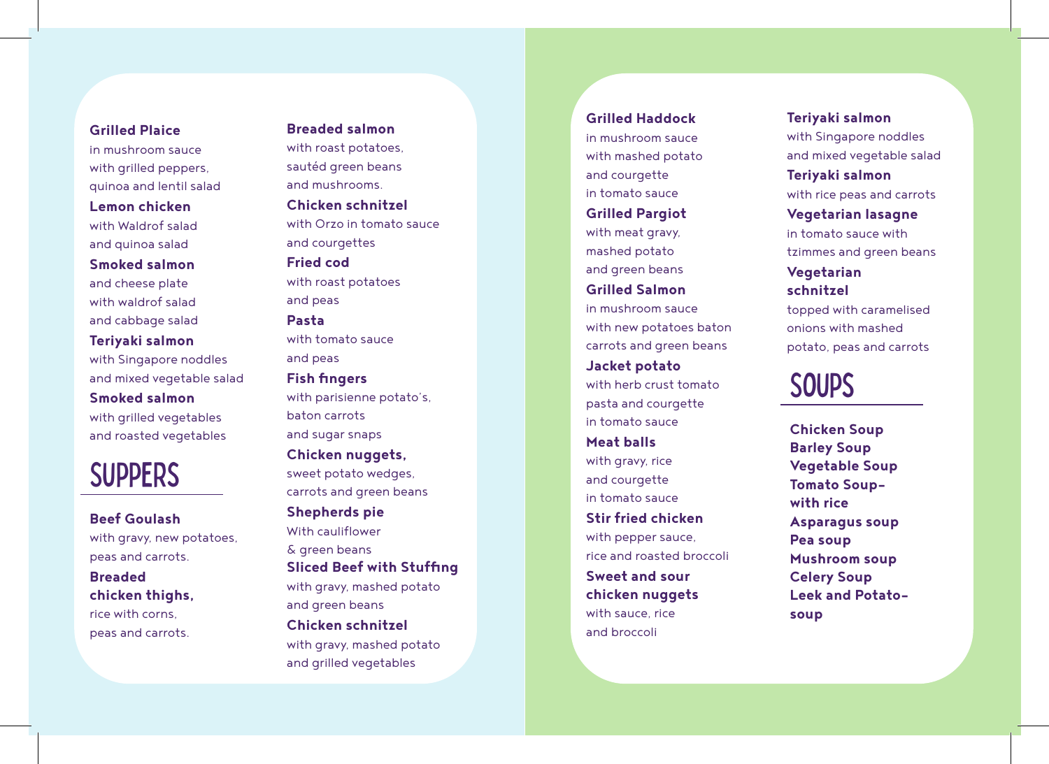**Grilled Plaice**
in mushroom sauce
with grilled peppers,
quinoa and lentil salad

**Lemon chicken**
with Waldrof salad
and quinoa salad

**Smoked salmon**
and cheese plate
with waldrof salad
and cabbage salad

**Teriyaki salmon**
with Singapore noddles
and mixed vegetable salad

**Smoked salmon**
with grilled vegetables
and roasted vegetables

## SUPPERS

**Beef Goulash**
with gravy, new potatoes,
peas and carrots.

**Breaded chicken thighs,**
rice with corns,
peas and carrots.

**Breaded salmon**
with roast potatoes,
sautéd green beans
and mushrooms.

**Chicken schnitzel**
with Orzo in tomato sauce
and courgettes

**Fried cod**
with roast potatoes
and peas

**Pasta**
with tomato sauce
and peas

**Fish fingers**
with parisienne potato's,
baton carrots
and sugar snaps

**Chicken nuggets,**
sweet potato wedges,
carrots and green beans

**Shepherds pie**
With cauliflower
& green beans

**Sliced Beef with Stuffing**
with gravy, mashed potato
and green beans

**Chicken schnitzel**
with gravy, mashed potato
and grilled vegetables

**Grilled Haddock**
in mushroom sauce
with mashed potato
and courgette
in tomato sauce

**Grilled Pargiot**
with meat gravy,
mashed potato
and green beans

**Grilled Salmon**
in mushroom sauce
with new potatoes baton
carrots and green beans

**Jacket potato**
with herb crust tomato
pasta and courgette
in tomato sauce

**Meat balls**
with gravy, rice
and courgette
in tomato sauce

**Stir fried chicken**
with pepper sauce,
rice and roasted broccoli

**Sweet and sour chicken nuggets**
with sauce, rice
and broccoli

**Teriyaki salmon**
with Singapore noddles
and mixed vegetable salad

**Teriyaki salmon**
with rice peas and carrots

**Vegetarian lasagne**
in tomato sauce with
tzimmes and green beans

**Vegetarian schnitzel**
topped with caramelised
onions with mashed
potato, peas and carrots

## SOUPS

**Chicken Soup**
**Barley Soup**
**Vegetable Soup**
**Tomato Soup-with rice**
**Asparagus soup**
**Pea soup**
**Mushroom soup**
**Celery Soup**
**Leek and Potato-soup**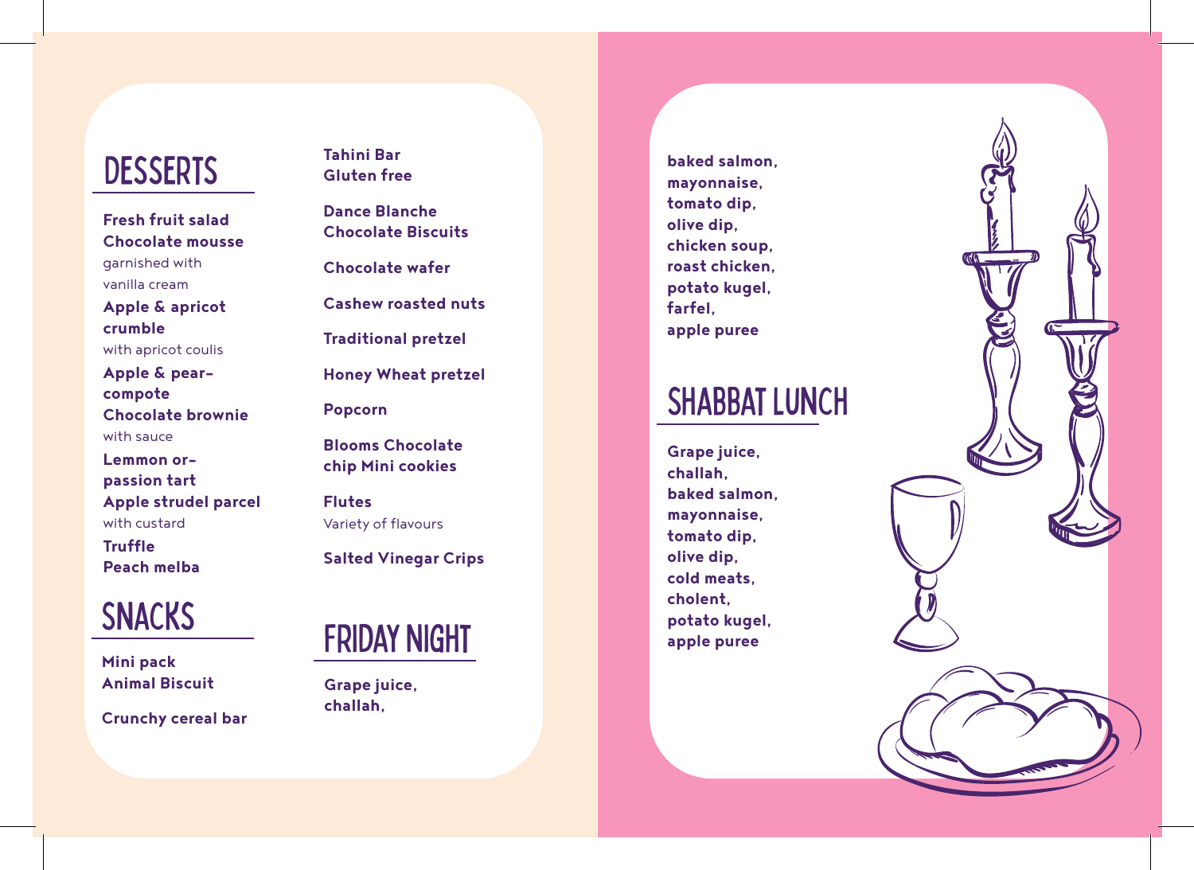## DESSERTS

**Fresh fruit salad**

**Chocolate mousse**
garnished with vanilla cream

**Apple & apricot crumble**
with apricot coulis

**Apple & pear-compote**

**Chocolate brownie**
with sauce

**Lemmon or-passion tart**

**Apple strudel parcel**
with custard

**Truffle**

**Peach melba**

## SNACKS

**Mini pack Animal Biscuit**

**Crunchy cereal bar**

**Tahini Bar Gluten free**

**Dance Blanche Chocolate Biscuits**

**Chocolate wafer**

**Cashew roasted nuts**

**Traditional pretzel**

**Honey Wheat pretzel**

**Popcorn**

**Blooms Chocolate chip Mini cookies**

**Flutes**
Variety of flavours

**Salted Vinegar Crips**

## FRIDAY NIGHT

**Grape juice,**
**challah,**
**baked salmon,**
**mayonnaise,**
**tomato dip,**
**olive dip,**
**chicken soup,**
**roast chicken,**
**potato kugel,**
**farfel,**
**apple puree**

## SHABBAT LUNCH

**Grape juice,**
**challah,**
**baked salmon,**
**mayonnaise,**
**tomato dip,**
**olive dip,**
**cold meats,**
**cholent,**
**potato kugel,**
**apple puree**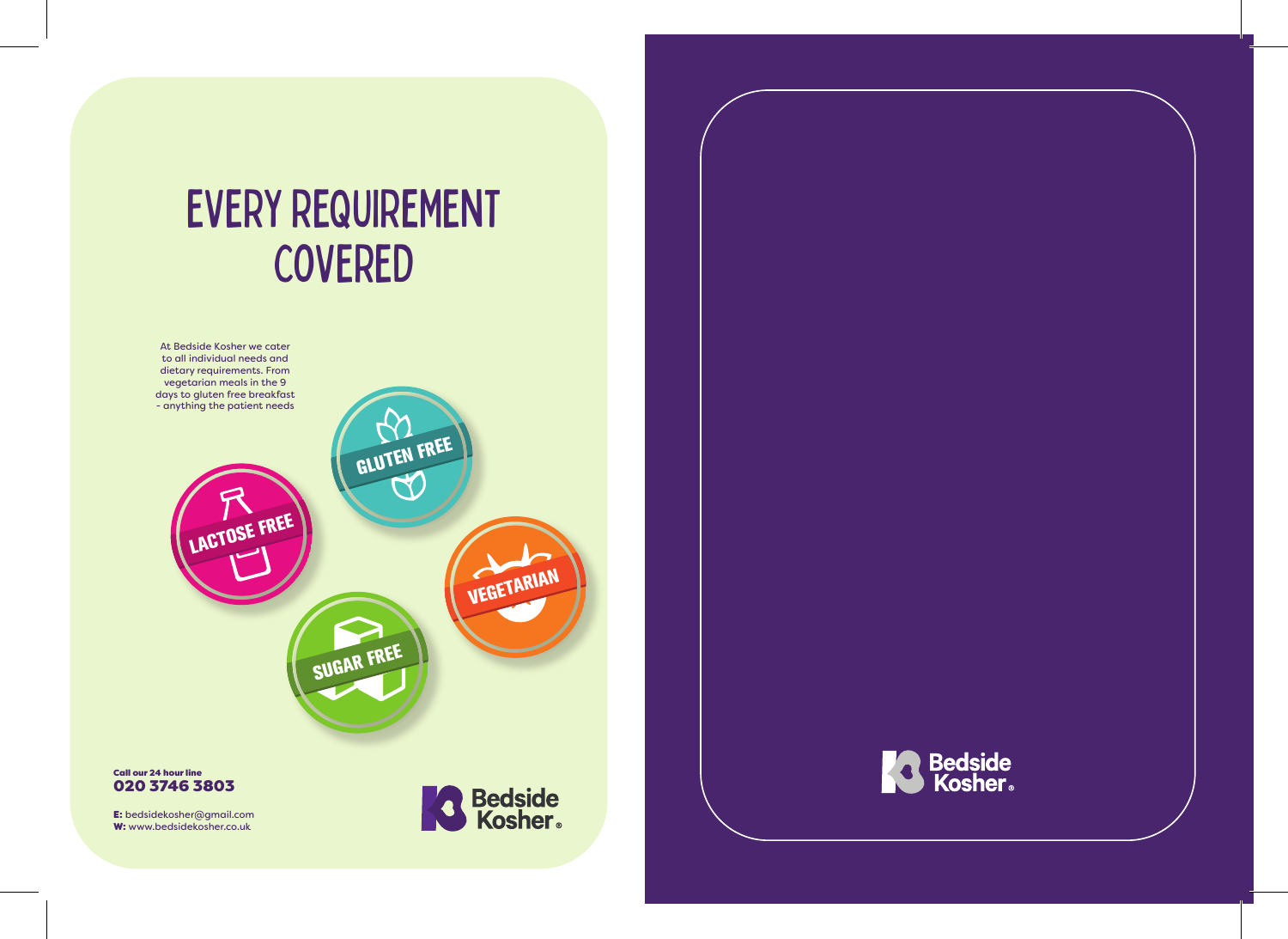# EVERY REQUIREMENT COVERED

At Bedside Kosher we cater to all individual needs and dietary requirements. From vegetarian meals in the 9 days to gluten free breakfast - anything the patient needs

GLUTEN FREE

LACTOSE FREE

VEGETARIAN

SUGAR FREE

**Call our 24 hour line**
**020 3746 3803**

**E:** bedsidekosher@gmail.com
**W:** www.bedsidekosher.co.uk

Bedside Kosher®

Bedside Kosher®